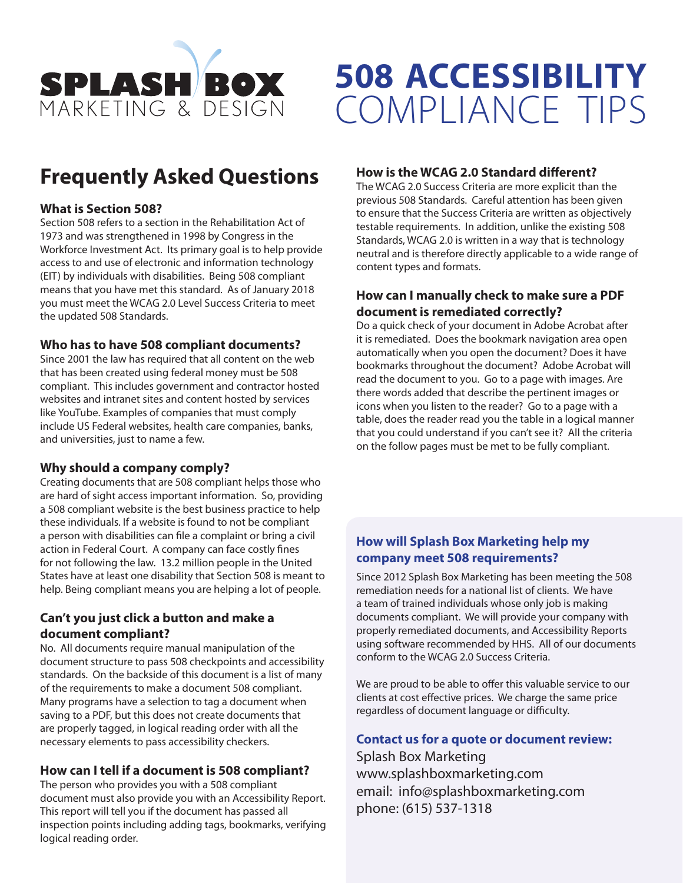SPLASH BOX
MARKETING & DESIGN

# 508 ACCESSIBILITY COMPLIANCE TIPS

## Frequently Asked Questions

### What is Section 508?

Section 508 refers to a section in the Rehabilitation Act of 1973 and was strengthened in 1998 by Congress in the Workforce Investment Act. Its primary goal is to help provide access to and use of electronic and information technology (EIT) by individuals with disabilities. Being 508 compliant means that you have met this standard. As of January 2018 you must meet the WCAG 2.0 Level Success Criteria to meet the updated 508 Standards.

### Who has to have 508 compliant documents?

Since 2001 the law has required that all content on the web that has been created using federal money must be 508 compliant. This includes government and contractor hosted websites and intranet sites and content hosted by services like YouTube. Examples of companies that must comply include US Federal websites, health care companies, banks, and universities, just to name a few.

### Why should a company comply?

Creating documents that are 508 compliant helps those who are hard of sight access important information. So, providing a 508 compliant website is the best business practice to help these individuals. If a website is found to not be compliant a person with disabilities can file a complaint or bring a civil action in Federal Court. A company can face costly fines for not following the law. 13.2 million people in the United States have at least one disability that Section 508 is meant to help. Being compliant means you are helping a lot of people.

### Can't you just click a button and make a document compliant?

No. All documents require manual manipulation of the document structure to pass 508 checkpoints and accessibility standards. On the backside of this document is a list of many of the requirements to make a document 508 compliant. Many programs have a selection to tag a document when saving to a PDF, but this does not create documents that are properly tagged, in logical reading order with all the necessary elements to pass accessibility checkers.

### How can I tell if a document is 508 compliant?

The person who provides you with a 508 compliant document must also provide you with an Accessibility Report. This report will tell you if the document has passed all inspection points including adding tags, bookmarks, verifying logical reading order.

### How is the WCAG 2.0 Standard different?

The WCAG 2.0 Success Criteria are more explicit than the previous 508 Standards. Careful attention has been given to ensure that the Success Criteria are written as objectively testable requirements. In addition, unlike the existing 508 Standards, WCAG 2.0 is written in a way that is technology neutral and is therefore directly applicable to a wide range of content types and formats.

### How can I manually check to make sure a PDF document is remediated correctly?

Do a quick check of your document in Adobe Acrobat after it is remediated. Does the bookmark navigation area open automatically when you open the document? Does it have bookmarks throughout the document? Adobe Acrobat will read the document to you. Go to a page with images. Are there words added that describe the pertinent images or icons when you listen to the reader? Go to a page with a table, does the reader read you the table in a logical manner that you could understand if you can't see it? All the criteria on the follow pages must be met to be fully compliant.

### How will Splash Box Marketing help my company meet 508 requirements?

Since 2012 Splash Box Marketing has been meeting the 508 remediation needs for a national list of clients. We have a team of trained individuals whose only job is making documents compliant. We will provide your company with properly remediated documents, and Accessibility Reports using software recommended by HHS. All of our documents conform to the WCAG 2.0 Success Criteria.

We are proud to be able to offer this valuable service to our clients at cost effective prices. We charge the same price regardless of document language or difficulty.

### Contact us for a quote or document review:

Splash Box Marketing
www.splashboxmarketing.com
email: info@splashboxmarketing.com
phone: (615) 537-1318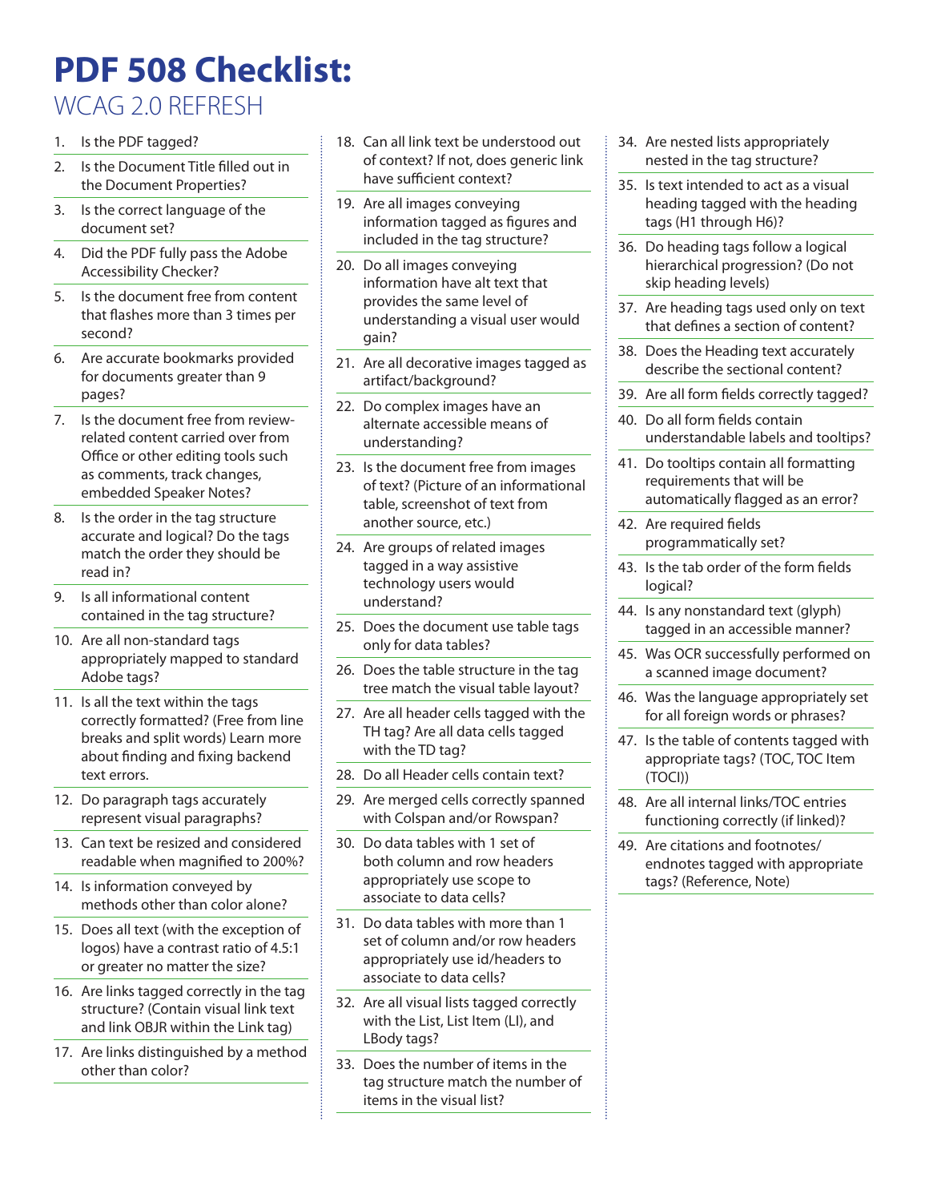# PDF 508 Checklist:

## WCAG 2.0 REFRESH

1. Is the PDF tagged?
2. Is the Document Title filled out in the Document Properties?
3. Is the correct language of the document set?
4. Did the PDF fully pass the Adobe Accessibility Checker?
5. Is the document free from content that flashes more than 3 times per second?
6. Are accurate bookmarks provided for documents greater than 9 pages?
7. Is the document free from review-related content carried over from Office or other editing tools such as comments, track changes, embedded Speaker Notes?
8. Is the order in the tag structure accurate and logical? Do the tags match the order they should be read in?
9. Is all informational content contained in the tag structure?
10. Are all non-standard tags appropriately mapped to standard Adobe tags?
11. Is all the text within the tags correctly formatted? (Free from line breaks and split words) Learn more about finding and fixing backend text errors.
12. Do paragraph tags accurately represent visual paragraphs?
13. Can text be resized and considered readable when magnified to 200%?
14. Is information conveyed by methods other than color alone?
15. Does all text (with the exception of logos) have a contrast ratio of 4.5:1 or greater no matter the size?
16. Are links tagged correctly in the tag structure? (Contain visual link text and link OBJR within the Link tag)
17. Are links distinguished by a method other than color?
18. Can all link text be understood out of context? If not, does generic link have sufficient context?
19. Are all images conveying information tagged as figures and included in the tag structure?
20. Do all images conveying information have alt text that provides the same level of understanding a visual user would gain?
21. Are all decorative images tagged as artifact/background?
22. Do complex images have an alternate accessible means of understanding?
23. Is the document free from images of text? (Picture of an informational table, screenshot of text from another source, etc.)
24. Are groups of related images tagged in a way assistive technology users would understand?
25. Does the document use table tags only for data tables?
26. Does the table structure in the tag tree match the visual table layout?
27. Are all header cells tagged with the TH tag? Are all data cells tagged with the TD tag?
28. Do all Header cells contain text?
29. Are merged cells correctly spanned with Colspan and/or Rowspan?
30. Do data tables with 1 set of both column and row headers appropriately use scope to associate to data cells?
31. Do data tables with more than 1 set of column and/or row headers appropriately use id/headers to associate to data cells?
32. Are all visual lists tagged correctly with the List, List Item (LI), and LBody tags?
33. Does the number of items in the tag structure match the number of items in the visual list?
34. Are nested lists appropriately nested in the tag structure?
35. Is text intended to act as a visual heading tagged with the heading tags (H1 through H6)?
36. Do heading tags follow a logical hierarchical progression? (Do not skip heading levels)
37. Are heading tags used only on text that defines a section of content?
38. Does the Heading text accurately describe the sectional content?
39. Are all form fields correctly tagged?
40. Do all form fields contain understandable labels and tooltips?
41. Do tooltips contain all formatting requirements that will be automatically flagged as an error?
42. Are required fields programmatically set?
43. Is the tab order of the form fields logical?
44. Is any nonstandard text (glyph) tagged in an accessible manner?
45. Was OCR successfully performed on a scanned image document?
46. Was the language appropriately set for all foreign words or phrases?
47. Is the table of contents tagged with appropriate tags? (TOC, TOC Item (TOCI))
48. Are all internal links/TOC entries functioning correctly (if linked)?
49. Are citations and footnotes/endnotes tagged with appropriate tags? (Reference, Note)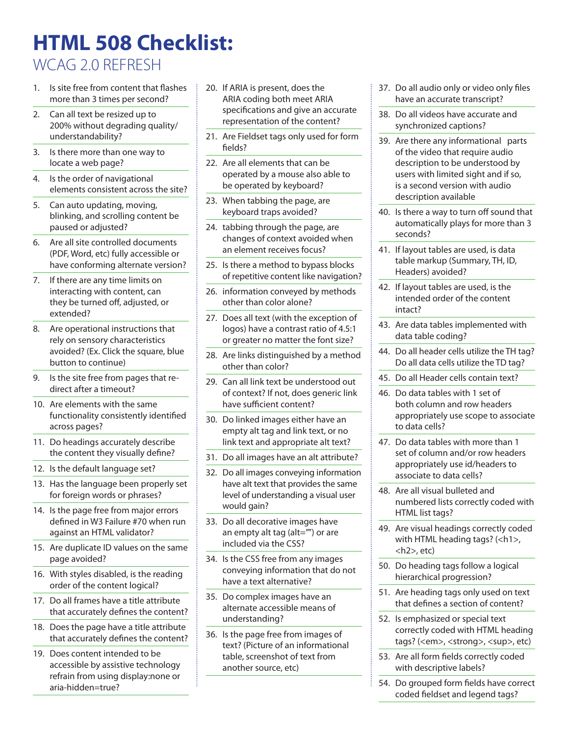# HTML 508 Checklist:

## WCAG 2.0 REFRESH

1. Is site free from content that flashes more than 3 times per second?
2. Can all text be resized up to 200% without degrading quality/understandability?
3. Is there more than one way to locate a web page?
4. Is the order of navigational elements consistent across the site?
5. Can auto updating, moving, blinking, and scrolling content be paused or adjusted?
6. Are all site controlled documents (PDF, Word, etc) fully accessible or have conforming alternate version?
7. If there are any time limits on interacting with content, can they be turned off, adjusted, or extended?
8. Are operational instructions that rely on sensory characteristics avoided? (Ex. Click the square, blue button to continue)
9. Is the site free from pages that re-direct after a timeout?
10. Are elements with the same functionality consistently identified across pages?
11. Do headings accurately describe the content they visually define?
12. Is the default language set?
13. Has the language been properly set for foreign words or phrases?
14. Is the page free from major errors defined in W3 Failure #70 when run against an HTML validator?
15. Are duplicate ID values on the same page avoided?
16. With styles disabled, is the reading order of the content logical?
17. Do all frames have a title attribute that accurately defines the content?
18. Does the page have a title attribute that accurately defines the content?
19. Does content intended to be accessible by assistive technology refrain from using display:none or aria-hidden=true?
20. If ARIA is present, does the ARIA coding both meet ARIA specifications and give an accurate representation of the content?
21. Are Fieldset tags only used for form fields?
22. Are all elements that can be operated by a mouse also able to be operated by keyboard?
23. When tabbing the page, are keyboard traps avoided?
24. tabbing through the page, are changes of context avoided when an element receives focus?
25. Is there a method to bypass blocks of repetitive content like navigation?
26. information conveyed by methods other than color alone?
27. Does all text (with the exception of logos) have a contrast ratio of 4.5:1 or greater no matter the font size?
28. Are links distinguished by a method other than color?
29. Can all link text be understood out of context? If not, does generic link have sufficient content?
30. Do linked images either have an empty alt tag and link text, or no link text and appropriate alt text?
31. Do all images have an alt attribute?
32. Do all images conveying information have alt text that provides the same level of understanding a visual user would gain?
33. Do all decorative images have an empty alt tag (alt="") or are included via the CSS?
34. Is the CSS free from any images conveying information that do not have a text alternative?
35. Do complex images have an alternate accessible means of understanding?
36. Is the page free from images of text? (Picture of an informational table, screenshot of text from another source, etc)
37. Do all audio only or video only files have an accurate transcript?
38. Do all videos have accurate and synchronized captions?
39. Are there any informational parts of the video that require audio description to be understood by users with limited sight and if so, is a second version with audio description available
40. Is there a way to turn off sound that automatically plays for more than 3 seconds?
41. If layout tables are used, is data table markup (Summary, TH, ID, Headers) avoided?
42. If layout tables are used, is the intended order of the content intact?
43. Are data tables implemented with data table coding?
44. Do all header cells utilize the TH tag? Do all data cells utilize the TD tag?
45. Do all Header cells contain text?
46. Do data tables with 1 set of both column and row headers appropriately use scope to associate to data cells?
47. Do data tables with more than 1 set of column and/or row headers appropriately use id/headers to associate to data cells?
48. Are all visual bulleted and numbered lists correctly coded with HTML list tags?
49. Are visual headings correctly coded with HTML heading tags? (<h1>, <h2>, etc)
50. Do heading tags follow a logical hierarchical progression?
51. Are heading tags only used on text that defines a section of content?
52. Is emphasized or special text correctly coded with HTML heading tags? (<em>, <strong>, <sup>, etc)
53. Are all form fields correctly coded with descriptive labels?
54. Do grouped form fields have correct coded fieldset and legend tags?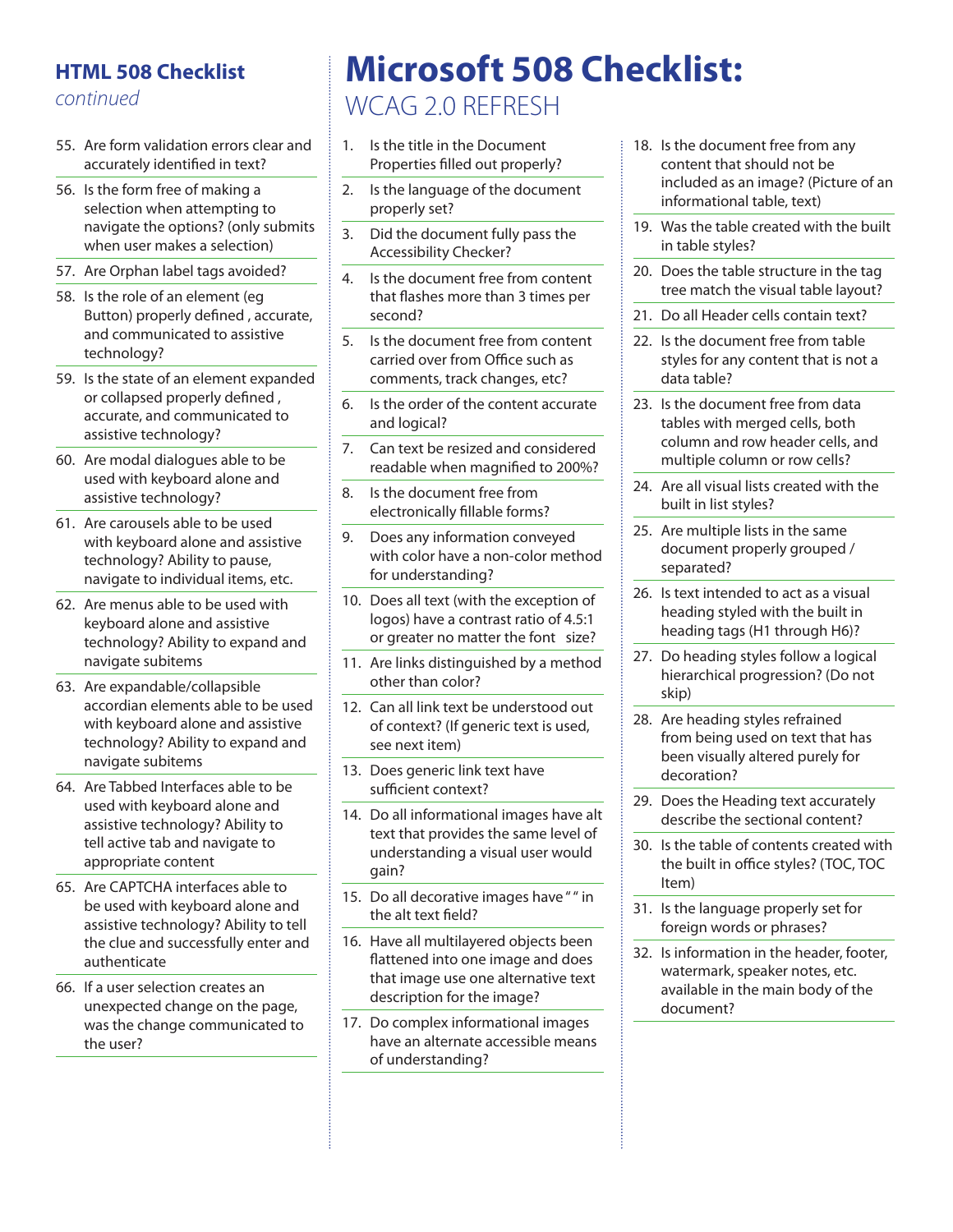## HTML 508 Checklist

*continued*

55. Are form validation errors clear and accurately identified in text?
56. Is the form free of making a selection when attempting to navigate the options? (only submits when user makes a selection)
57. Are Orphan label tags avoided?
58. Is the role of an element (eg Button) properly defined , accurate, and communicated to assistive technology?
59. Is the state of an element expanded or collapsed properly defined , accurate, and communicated to assistive technology?
60. Are modal dialogues able to be used with keyboard alone and assistive technology?
61. Are carousels able to be used with keyboard alone and assistive technology? Ability to pause, navigate to individual items, etc.
62. Are menus able to be used with keyboard alone and assistive technology? Ability to expand and navigate subitems
63. Are expandable/collapsible accordian elements able to be used with keyboard alone and assistive technology? Ability to expand and navigate subitems
64. Are Tabbed Interfaces able to be used with keyboard alone and assistive technology? Ability to tell active tab and navigate to appropriate content
65. Are CAPTCHA interfaces able to be used with keyboard alone and assistive technology? Ability to tell the clue and successfully enter and authenticate
66. If a user selection creates an unexpected change on the page, was the change communicated to the user?

# Microsoft 508 Checklist:

## WCAG 2.0 REFRESH

1. Is the title in the Document Properties filled out properly?
2. Is the language of the document properly set?
3. Did the document fully pass the Accessibility Checker?
4. Is the document free from content that flashes more than 3 times per second?
5. Is the document free from content carried over from Office such as comments, track changes, etc?
6. Is the order of the content accurate and logical?
7. Can text be resized and considered readable when magnified to 200%?
8. Is the document free from electronically fillable forms?
9. Does any information conveyed with color have a non-color method for understanding?
10. Does all text (with the exception of logos) have a contrast ratio of 4.5:1 or greater no matter the font size?
11. Are links distinguished by a method other than color?
12. Can all link text be understood out of context? (If generic text is used, see next item)
13. Does generic link text have sufficient context?
14. Do all informational images have alt text that provides the same level of understanding a visual user would gain?
15. Do all decorative images have " " in the alt text field?
16. Have all multilayered objects been flattened into one image and does that image use one alternative text description for the image?
17. Do complex informational images have an alternate accessible means of understanding?
18. Is the document free from any content that should not be included as an image? (Picture of an informational table, text)
19. Was the table created with the built in table styles?
20. Does the table structure in the tag tree match the visual table layout?
21. Do all Header cells contain text?
22. Is the document free from table styles for any content that is not a data table?
23. Is the document free from data tables with merged cells, both column and row header cells, and multiple column or row cells?
24. Are all visual lists created with the built in list styles?
25. Are multiple lists in the same document properly grouped / separated?
26. Is text intended to act as a visual heading styled with the built in heading tags (H1 through H6)?
27. Do heading styles follow a logical hierarchical progression? (Do not skip)
28. Are heading styles refrained from being used on text that has been visually altered purely for decoration?
29. Does the Heading text accurately describe the sectional content?
30. Is the table of contents created with the built in office styles? (TOC, TOC Item)
31. Is the language properly set for foreign words or phrases?
32. Is information in the header, footer, watermark, speaker notes, etc. available in the main body of the document?